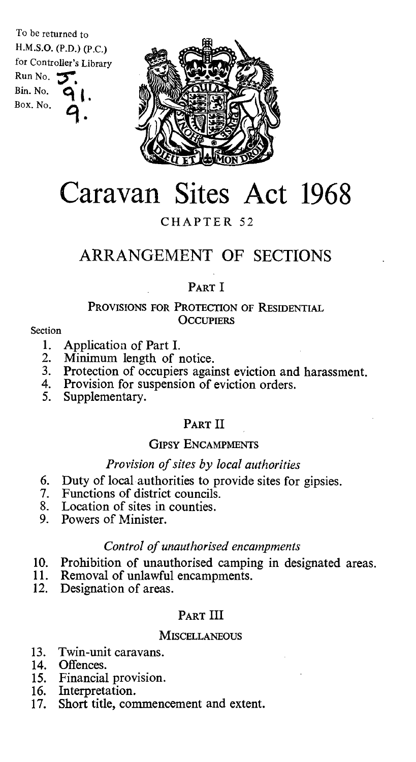To be returned to
H.M.S.O. (P.D.) (P.C.)
for Controller's Library
Run No. 5.
Bin. No. 91.
Box. No. 9.

# Caravan Sites Act 1968

CHAPTER 52

## ARRANGEMENT OF SECTIONS

### PART I

#### PROVISIONS FOR PROTECTION OF RESIDENTIAL OCCUPIERS

Section

1. Application of Part I.
2. Minimum length of notice.
3. Protection of occupiers against eviction and harassment.
4. Provision for suspension of eviction orders.
5. Supplementary.

### PART II

#### GIPSY ENCAMPMENTS

*Provision of sites by local authorities*

6. Duty of local authorities to provide sites for gipsies.
7. Functions of district councils.
8. Location of sites in counties.
9. Powers of Minister.

*Control of unauthorised encampments*

10. Prohibition of unauthorised camping in designated areas.
11. Removal of unlawful encampments.
12. Designation of areas.

### PART III

#### MISCELLANEOUS

13. Twin-unit caravans.
14. Offences.
15. Financial provision.
16. Interpretation.
17. Short title, commencement and extent.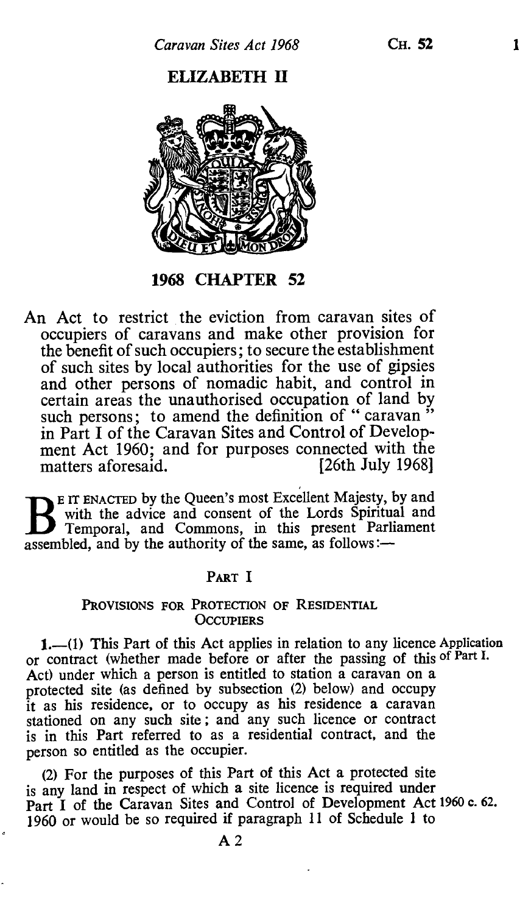ELIZABETH II

# 1968 CHAPTER 52

An Act to restrict the eviction from caravan sites of occupiers of caravans and make other provision for the benefit of such occupiers; to secure the establishment of such sites by local authorities for the use of gipsies and other persons of nomadic habit, and control in certain areas the unauthorised occupation of land by such persons; to amend the definition of " caravan " in Part I of the Caravan Sites and Control of Development Act 1960; and for purposes connected with the matters aforesaid. [26th July 1968]

BE IT ENACTED by the Queen's most Excellent Majesty, by and with the advice and consent of the Lords Spiritual and Temporal, and Commons, in this present Parliament assembled, and by the authority of the same, as follows:—

## PART I

### PROVISIONS FOR PROTECTION OF RESIDENTIAL OCCUPIERS

Application of Part I.

**1.**—(1) This Part of this Act applies in relation to any licence or contract (whether made before or after the passing of this Act) under which a person is entitled to station a caravan on a protected site (as defined by subsection (2) below) and occupy it as his residence, or to occupy as his residence a caravan stationed on any such site; and any such licence or contract is in this Part referred to as a residential contract, and the person so entitled as the occupier.

(2) For the purposes of this Part of this Act a protected site is any land in respect of which a site licence is required under Part I of the Caravan Sites and Control of Development Act 1960 (1960 c. 62.) or would be so required if paragraph 11 of Schedule 1 to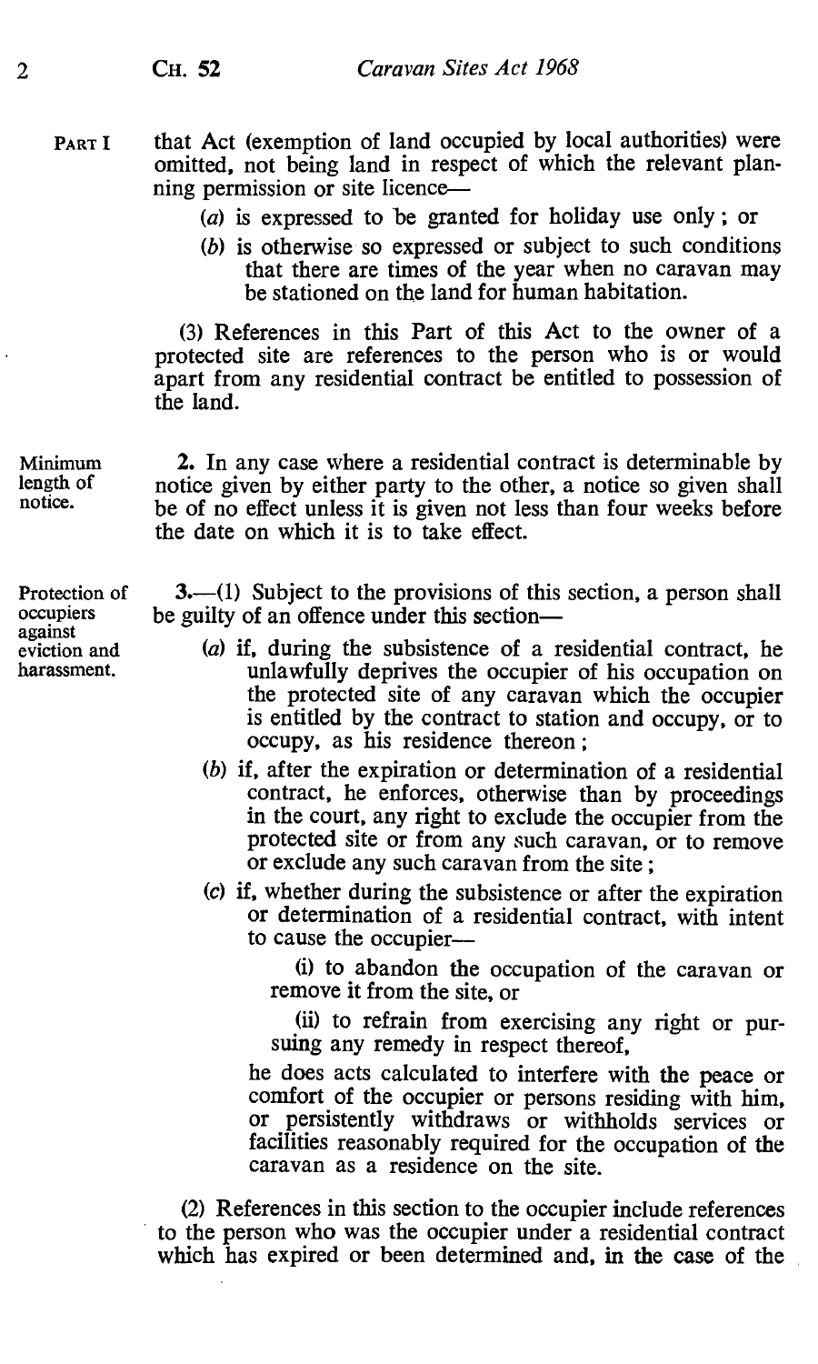PART I that Act (exemption of land occupied by local authorities) were omitted, not being land in respect of which the relevant planning permission or site licence—

(a) is expressed to be granted for holiday use only; or

(b) is otherwise so expressed or subject to such conditions that there are times of the year when no caravan may be stationed on the land for human habitation.

(3) References in this Part of this Act to the owner of a protected site are references to the person who is or would apart from any residential contract be entitled to possession of the land.

Minimum length of notice.

**2.** In any case where a residential contract is determinable by notice given by either party to the other, a notice so given shall be of no effect unless it is given not less than four weeks before the date on which it is to take effect.

Protection of occupiers against eviction and harassment.

**3.**—(1) Subject to the provisions of this section, a person shall be guilty of an offence under this section—

(a) if, during the subsistence of a residential contract, he unlawfully deprives the occupier of his occupation on the protected site of any caravan which the occupier is entitled by the contract to station and occupy, or to occupy, as his residence thereon;

(b) if, after the expiration or determination of a residential contract, he enforces, otherwise than by proceedings in the court, any right to exclude the occupier from the protected site or from any such caravan, or to remove or exclude any such caravan from the site;

(c) if, whether during the subsistence or after the expiration or determination of a residential contract, with intent to cause the occupier—

(i) to abandon the occupation of the caravan or remove it from the site, or

(ii) to refrain from exercising any right or pursuing any remedy in respect thereof,

he does acts calculated to interfere with the peace or comfort of the occupier or persons residing with him, or persistently withdraws or withholds services or facilities reasonably required for the occupation of the caravan as a residence on the site.

(2) References in this section to the occupier include references to the person who was the occupier under a residential contract which has expired or been determined and, in the case of the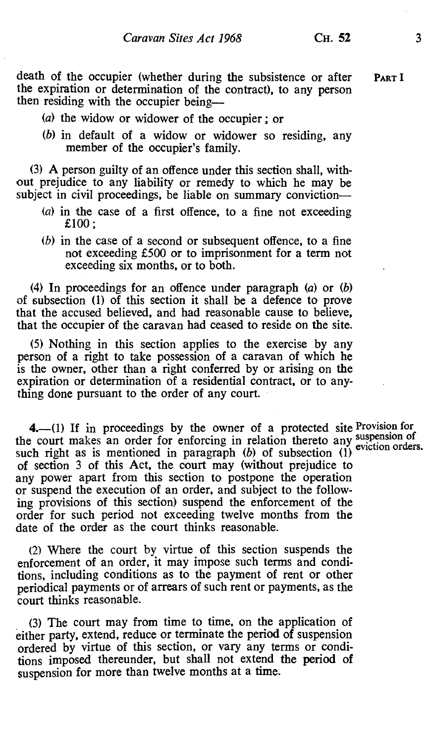death of the occupier (whether during the subsistence or after the expiration or determination of the contract), to any person then residing with the occupier being—

(a) the widow or widower of the occupier; or

(b) in default of a widow or widower so residing, any member of the occupier's family.

(3) A person guilty of an offence under this section shall, without prejudice to any liability or remedy to which he may be subject in civil proceedings, be liable on summary conviction—

(a) in the case of a first offence, to a fine not exceeding £100;

(b) in the case of a second or subsequent offence, to a fine not exceeding £500 or to imprisonment for a term not exceeding six months, or to both.

(4) In proceedings for an offence under paragraph (a) or (b) of subsection (1) of this section it shall be a defence to prove that the accused believed, and had reasonable cause to believe, that the occupier of the caravan had ceased to reside on the site.

(5) Nothing in this section applies to the exercise by any person of a right to take possession of a caravan of which he is the owner, other than a right conferred by or arising on the expiration or determination of a residential contract, or to anything done pursuant to the order of any court.

*Provision for suspension of eviction orders.*

**4.**—(1) If in proceedings by the owner of a protected site the court makes an order for enforcing in relation thereto any such right as is mentioned in paragraph (b) of subsection (1) of section 3 of this Act, the court may (without prejudice to any power apart from this section to postpone the operation or suspend the execution of an order, and subject to the following provisions of this section) suspend the enforcement of the order for such period not exceeding twelve months from the date of the order as the court thinks reasonable.

(2) Where the court by virtue of this section suspends the enforcement of an order, it may impose such terms and conditions, including conditions as to the payment of rent or other periodical payments or of arrears of such rent or payments, as the court thinks reasonable.

(3) The court may from time to time, on the application of either party, extend, reduce or terminate the period of suspension ordered by virtue of this section, or vary any terms or conditions imposed thereunder, but shall not extend the period of suspension for more than twelve months at a time.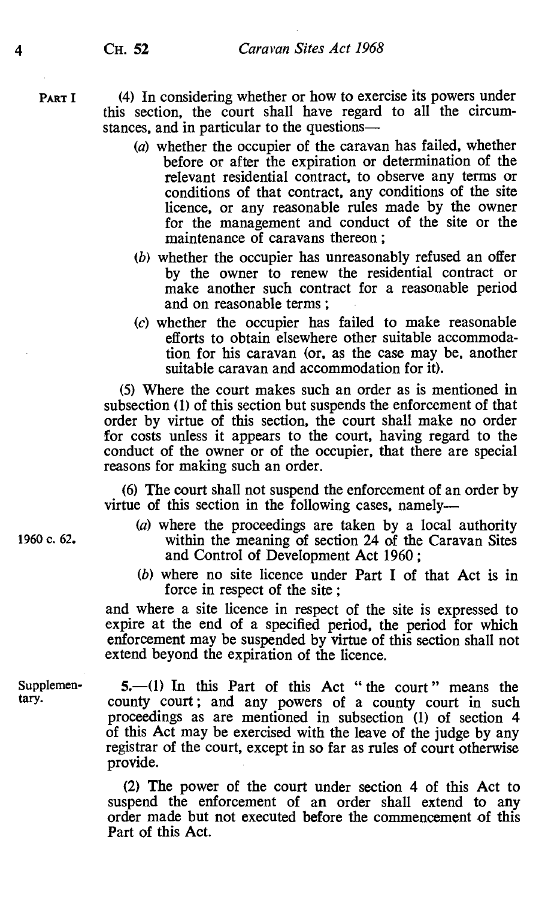PART I

(4) In considering whether or how to exercise its powers under this section, the court shall have regard to all the circumstances, and in particular to the questions—

(a) whether the occupier of the caravan has failed, whether before or after the expiration or determination of the relevant residential contract, to observe any terms or conditions of that contract, any conditions of the site licence, or any reasonable rules made by the owner for the management and conduct of the site or the maintenance of caravans thereon;

(b) whether the occupier has unreasonably refused an offer by the owner to renew the residential contract or make another such contract for a reasonable period and on reasonable terms;

(c) whether the occupier has failed to make reasonable efforts to obtain elsewhere other suitable accommodation for his caravan (or, as the case may be, another suitable caravan and accommodation for it).

(5) Where the court makes such an order as is mentioned in subsection (1) of this section but suspends the enforcement of that order by virtue of this section, the court shall make no order for costs unless it appears to the court, having regard to the conduct of the owner or of the occupier, that there are special reasons for making such an order.

(6) The court shall not suspend the enforcement of an order by virtue of this section in the following cases, namely—

1960 c. 62.

(a) where the proceedings are taken by a local authority within the meaning of section 24 of the Caravan Sites and Control of Development Act 1960;

(b) where no site licence under Part I of that Act is in force in respect of the site;

and where a site licence in respect of the site is expressed to expire at the end of a specified period, the period for which enforcement may be suspended by virtue of this section shall not extend beyond the expiration of the licence.

Supplementary.

5.—(1) In this Part of this Act "the court" means the county court; and any powers of a county court in such proceedings as are mentioned in subsection (1) of section 4 of this Act may be exercised with the leave of the judge by any registrar of the court, except in so far as rules of court otherwise provide.

(2) The power of the court under section 4 of this Act to suspend the enforcement of an order shall extend to any order made but not executed before the commencement of this Part of this Act.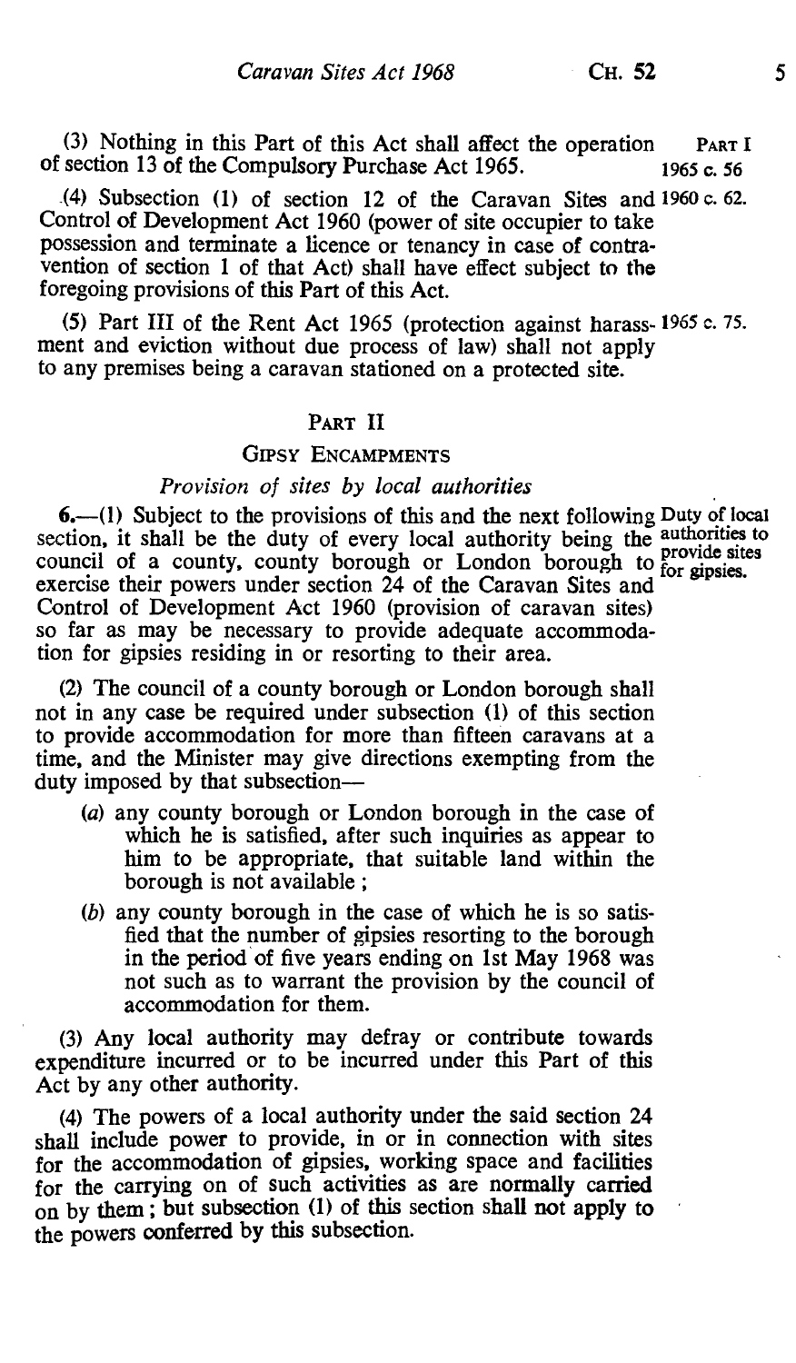(3) Nothing in this Part of this Act shall affect the operation of section 13 of the Compulsory Purchase Act 1965.

PART I

1965 c. 56

(4) Subsection (1) of section 12 of the Caravan Sites and Control of Development Act 1960 (power of site occupier to take possession and terminate a licence or tenancy in case of contravention of section 1 of that Act) shall have effect subject to the foregoing provisions of this Part of this Act.

1960 c. 62.

(5) Part III of the Rent Act 1965 (protection against harassment and eviction without due process of law) shall not apply to any premises being a caravan stationed on a protected site.

1965 c. 75.

## PART II

### GIPSY ENCAMPMENTS

#### *Provision of sites by local authorities*

Duty of local authorities to provide sites for gipsies.

**6.**—(1) Subject to the provisions of this and the next following section, it shall be the duty of every local authority being the council of a county, county borough or London borough to exercise their powers under section 24 of the Caravan Sites and Control of Development Act 1960 (provision of caravan sites) so far as may be necessary to provide adequate accommodation for gipsies residing in or resorting to their area.

(2) The council of a county borough or London borough shall not in any case be required under subsection (1) of this section to provide accommodation for more than fifteen caravans at a time, and the Minister may give directions exempting from the duty imposed by that subsection—

- (*a*) any county borough or London borough in the case of which he is satisfied, after such inquiries as appear to him to be appropriate, that suitable land within the borough is not available ;
- (*b*) any county borough in the case of which he is so satisfied that the number of gipsies resorting to the borough in the period of five years ending on 1st May 1968 was not such as to warrant the provision by the council of accommodation for them.

(3) Any local authority may defray or contribute towards expenditure incurred or to be incurred under this Part of this Act by any other authority.

(4) The powers of a local authority under the said section 24 shall include power to provide, in or in connection with sites for the accommodation of gipsies, working space and facilities for the carrying on of such activities as are normally carried on by them ; but subsection (1) of this section shall not apply to the powers conferred by this subsection.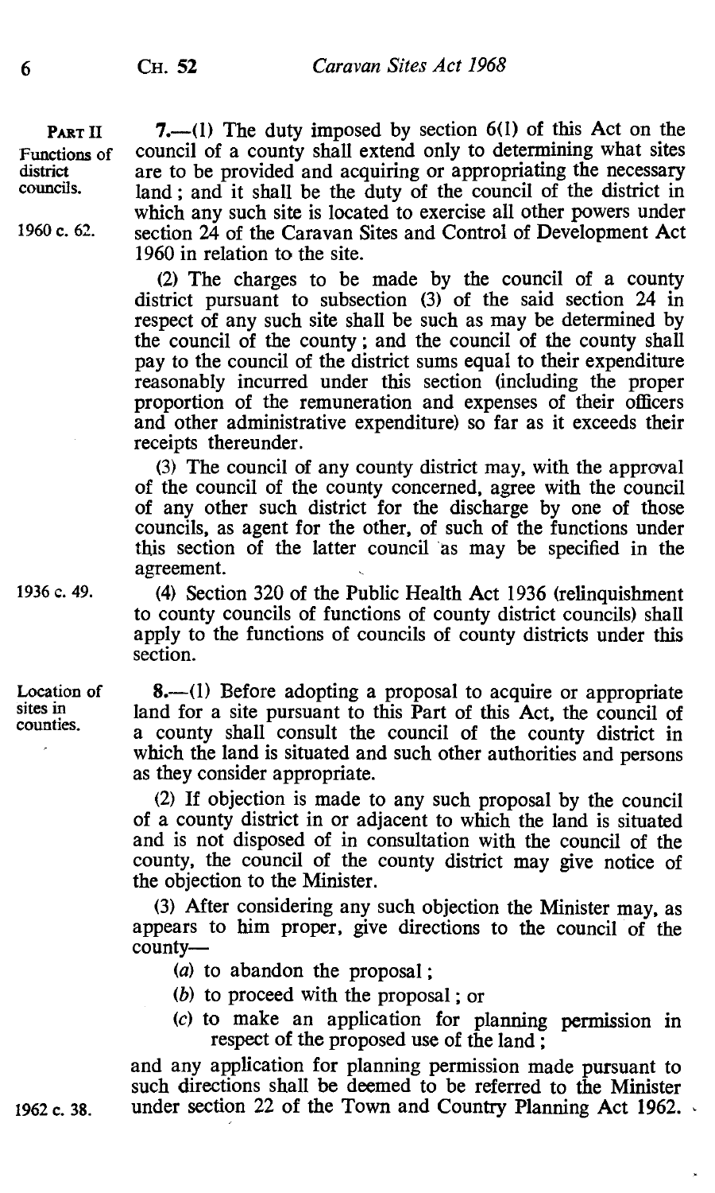PART II

*Functions of district councils.*

*1960 c. 62.*

**7.**—(1) The duty imposed by section 6(1) of this Act on the council of a county shall extend only to determining what sites are to be provided and acquiring or appropriating the necessary land; and it shall be the duty of the council of the district in which any such site is located to exercise all other powers under section 24 of the Caravan Sites and Control of Development Act 1960 in relation to the site.

(2) The charges to be made by the council of a county district pursuant to subsection (3) of the said section 24 in respect of any such site shall be such as may be determined by the council of the county; and the council of the county shall pay to the council of the district sums equal to their expenditure reasonably incurred under this section (including the proper proportion of the remuneration and expenses of their officers and other administrative expenditure) so far as it exceeds their receipts thereunder.

(3) The council of any county district may, with the approval of the council of the county concerned, agree with the council of any other such district for the discharge by one of those councils, as agent for the other, of such of the functions under this section of the latter council as may be specified in the agreement.

*1936 c. 49.*

(4) Section 320 of the Public Health Act 1936 (relinquishment to county councils of functions of county district councils) shall apply to the functions of councils of county districts under this section.

*Location of sites in counties.*

**8.**—(1) Before adopting a proposal to acquire or appropriate land for a site pursuant to this Part of this Act, the council of a county shall consult the council of the county district in which the land is situated and such other authorities and persons as they consider appropriate.

(2) If objection is made to any such proposal by the council of a county district in or adjacent to which the land is situated and is not disposed of in consultation with the council of the county, the council of the county district may give notice of the objection to the Minister.

(3) After considering any such objection the Minister may, as appears to him proper, give directions to the council of the county—

(*a*) to abandon the proposal;

(*b*) to proceed with the proposal; or

(*c*) to make an application for planning permission in respect of the proposed use of the land;

and any application for planning permission made pursuant to such directions shall be deemed to be referred to the Minister under section 22 of the Town and Country Planning Act 1962.

*1962 c. 38.*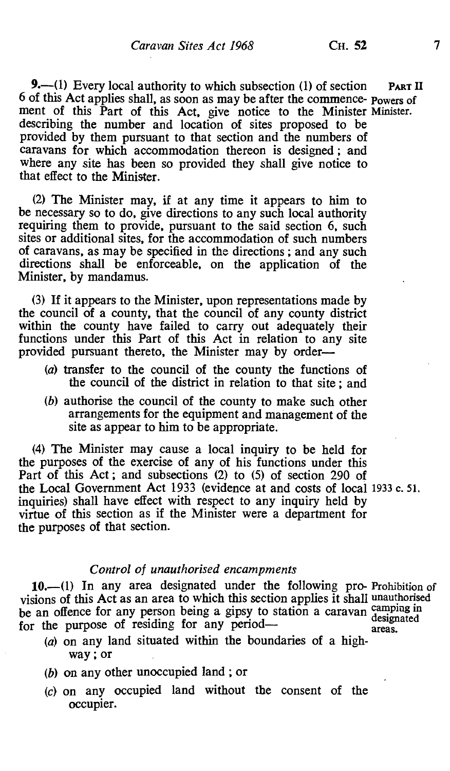**PART II**

**9.**—(1) Every local authority to which subsection (1) of section 6 of this Act applies shall, as soon as may be after the commencement of this Part of this Act, give notice to the Minister describing the number and location of sites proposed to be provided by them pursuant to that section and the numbers of caravans for which accommodation thereon is designed; and where any site has been so provided they shall give notice to that effect to the Minister.

Powers of Minister.

(2) The Minister may, if at any time it appears to him to be necessary so to do, give directions to any such local authority requiring them to provide, pursuant to the said section 6, such sites or additional sites, for the accommodation of such numbers of caravans, as may be specified in the directions; and any such directions shall be enforceable, on the application of the Minister, by mandamus.

(3) If it appears to the Minister, upon representations made by the council of a county, that the council of any county district within the county have failed to carry out adequately their functions under this Part of this Act in relation to any site provided pursuant thereto, the Minister may by order—

- (*a*) transfer to the council of the county the functions of the council of the district in relation to that site; and
- (*b*) authorise the council of the county to make such other arrangements for the equipment and management of the site as appear to him to be appropriate.

(4) The Minister may cause a local inquiry to be held for the purposes of the exercise of any of his functions under this Part of this Act; and subsections (2) to (5) of section 290 of the Local Government Act 1933 (evidence at and costs of local inquiries) shall have effect with respect to any inquiry held by virtue of this section as if the Minister were a department for the purposes of that section.

1933 c. 51.

### *Control of unauthorised encampments*

**10.**—(1) In any area designated under the following provisions of this Act as an area to which this section applies it shall be an offence for any person being a gipsy to station a caravan for the purpose of residing for any period—

Prohibition of unauthorised camping in designated areas.

- (*a*) on any land situated within the boundaries of a highway; or
- (*b*) on any other unoccupied land; or
- (*c*) on any occupied land without the consent of the occupier.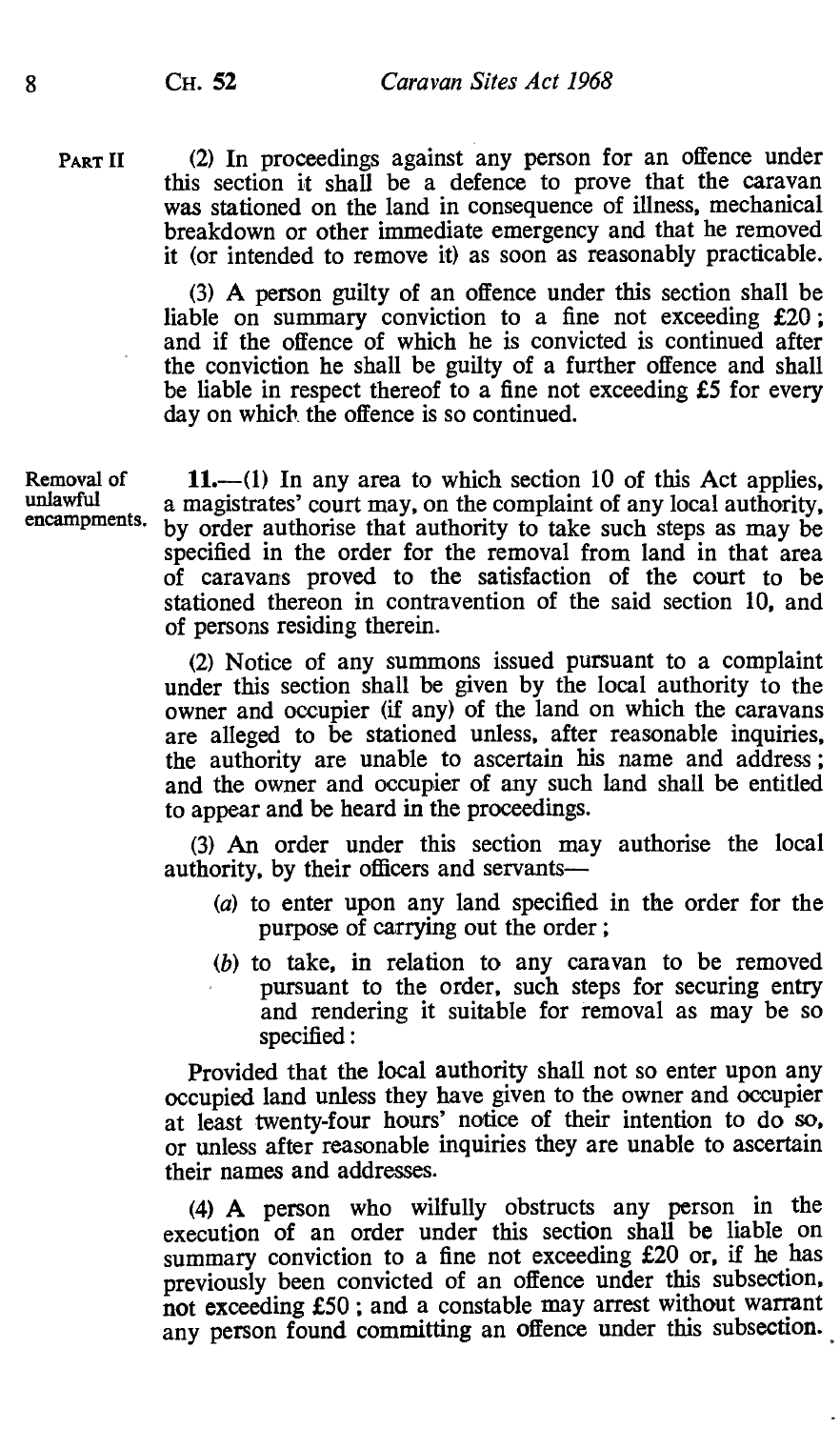PART II

(2) In proceedings against any person for an offence under this section it shall be a defence to prove that the caravan was stationed on the land in consequence of illness, mechanical breakdown or other immediate emergency and that he removed it (or intended to remove it) as soon as reasonably practicable.

(3) A person guilty of an offence under this section shall be liable on summary conviction to a fine not exceeding £20; and if the offence of which he is convicted is continued after the conviction he shall be guilty of a further offence and shall be liable in respect thereof to a fine not exceeding £5 for every day on which the offence is so continued.

Removal of unlawful encampments.

**11.**—(1) In any area to which section 10 of this Act applies, a magistrates' court may, on the complaint of any local authority, by order authorise that authority to take such steps as may be specified in the order for the removal from land in that area of caravans proved to the satisfaction of the court to be stationed thereon in contravention of the said section 10, and of persons residing therein.

(2) Notice of any summons issued pursuant to a complaint under this section shall be given by the local authority to the owner and occupier (if any) of the land on which the caravans are alleged to be stationed unless, after reasonable inquiries, the authority are unable to ascertain his name and address; and the owner and occupier of any such land shall be entitled to appear and be heard in the proceedings.

(3) An order under this section may authorise the local authority, by their officers and servants—

(*a*) to enter upon any land specified in the order for the purpose of carrying out the order;

(*b*) to take, in relation to any caravan to be removed pursuant to the order, such steps for securing entry and rendering it suitable for removal as may be so specified:

Provided that the local authority shall not so enter upon any occupied land unless they have given to the owner and occupier at least twenty-four hours' notice of their intention to do so, or unless after reasonable inquiries they are unable to ascertain their names and addresses.

(4) A person who wilfully obstructs any person in the execution of an order under this section shall be liable on summary conviction to a fine not exceeding £20 or, if he has previously been convicted of an offence under this subsection, not exceeding £50; and a constable may arrest without warrant any person found committing an offence under this subsection.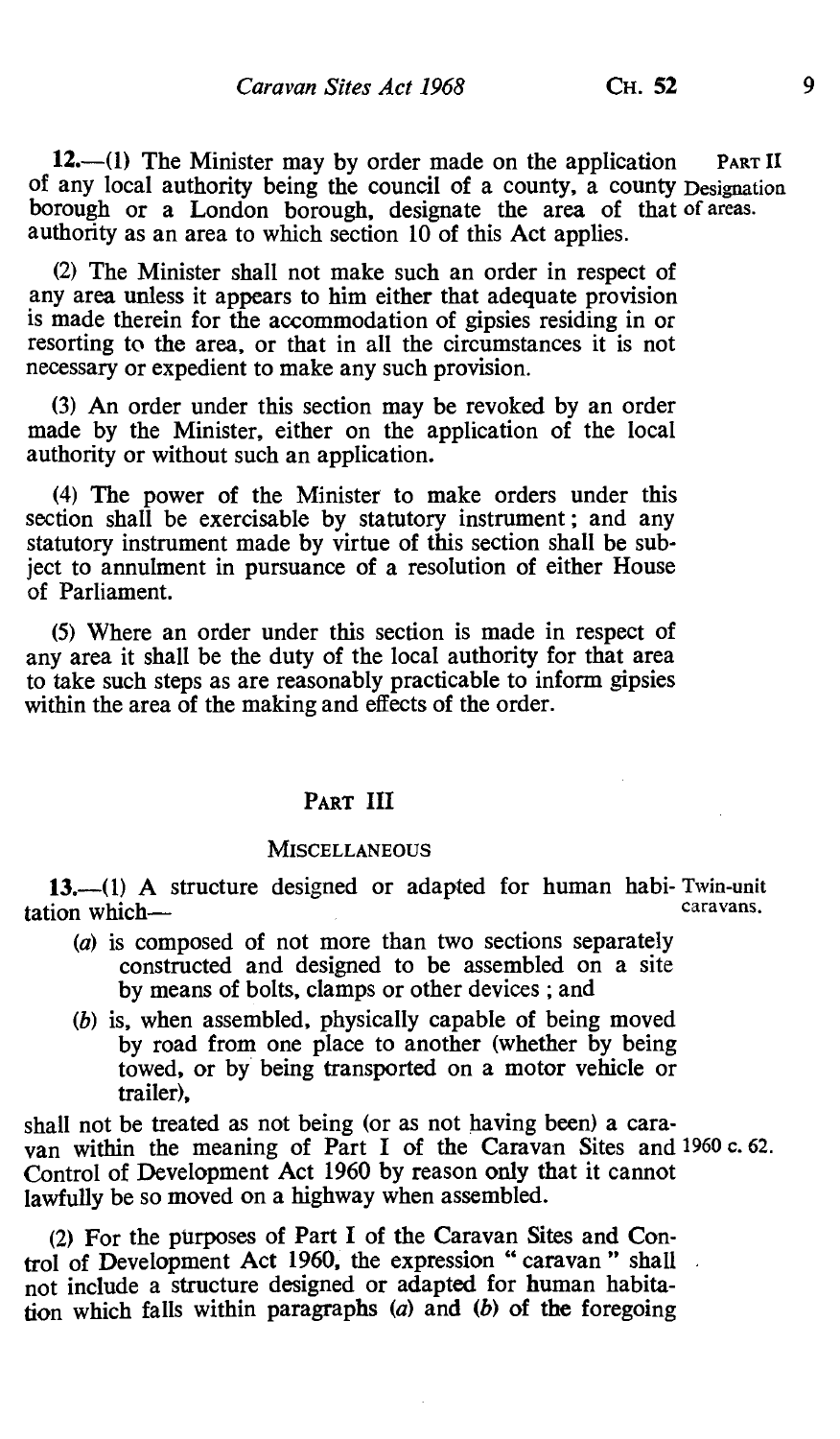**12.**—(1) The Minister may by order made on the application of any local authority being the council of a county, a county borough or a London borough, designate the area of that authority as an area to which section 10 of this Act applies.

PART II

Designation of areas.

(2) The Minister shall not make such an order in respect of any area unless it appears to him either that adequate provision is made therein for the accommodation of gipsies residing in or resorting to the area, or that in all the circumstances it is not necessary or expedient to make any such provision.

(3) An order under this section may be revoked by an order made by the Minister, either on the application of the local authority or without such an application.

(4) The power of the Minister to make orders under this section shall be exercisable by statutory instrument; and any statutory instrument made by virtue of this section shall be subject to annulment in pursuance of a resolution of either House of Parliament.

(5) Where an order under this section is made in respect of any area it shall be the duty of the local authority for that area to take such steps as are reasonably practicable to inform gipsies within the area of the making and effects of the order.

## PART III

### MISCELLANEOUS

Twin-unit caravans.

**13.**—(1) A structure designed or adapted for human habitation which—

(*a*) is composed of not more than two sections separately constructed and designed to be assembled on a site by means of bolts, clamps or other devices; and

(*b*) is, when assembled, physically capable of being moved by road from one place to another (whether by being towed, or by being transported on a motor vehicle or trailer),

shall not be treated as not being (or as not having been) a caravan within the meaning of Part I of the Caravan Sites and Control of Development Act 1960 by reason only that it cannot lawfully be so moved on a highway when assembled.

1960 c. 62.

(2) For the purposes of Part I of the Caravan Sites and Control of Development Act 1960, the expression "caravan" shall not include a structure designed or adapted for human habitation which falls within paragraphs (*a*) and (*b*) of the foregoing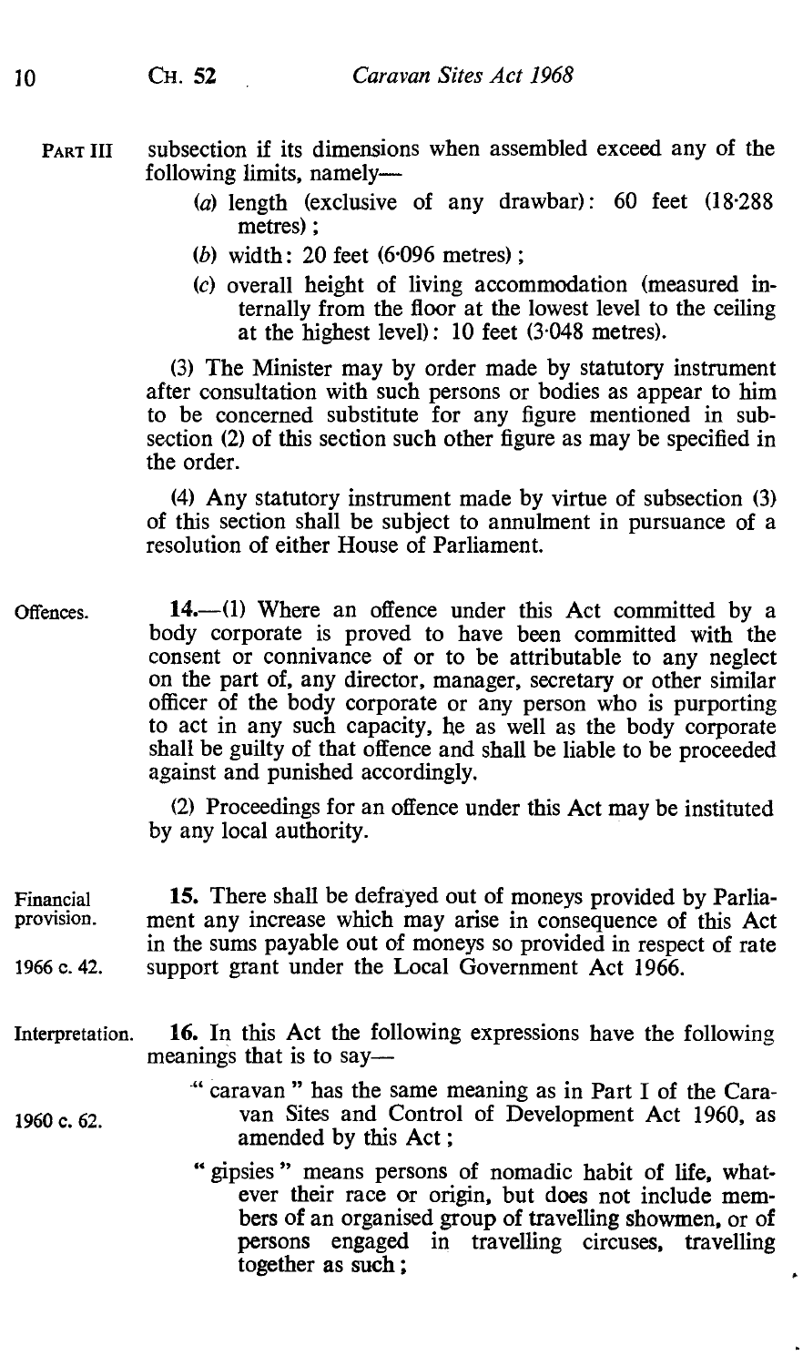subsection if its dimensions when assembled exceed any of the following limits, namely—

(a) length (exclusive of any drawbar): 60 feet (18·288 metres);

(b) width: 20 feet (6·096 metres);

(c) overall height of living accommodation (measured internally from the floor at the lowest level to the ceiling at the highest level): 10 feet (3·048 metres).

(3) The Minister may by order made by statutory instrument after consultation with such persons or bodies as appear to him to be concerned substitute for any figure mentioned in subsection (2) of this section such other figure as may be specified in the order.

(4) Any statutory instrument made by virtue of subsection (3) of this section shall be subject to annulment in pursuance of a resolution of either House of Parliament.

Offences.

**14.**—(1) Where an offence under this Act committed by a body corporate is proved to have been committed with the consent or connivance of or to be attributable to any neglect on the part of, any director, manager, secretary or other similar officer of the body corporate or any person who is purporting to act in any such capacity, he as well as the body corporate shall be guilty of that offence and shall be liable to be proceeded against and punished accordingly.

(2) Proceedings for an offence under this Act may be instituted by any local authority.

Financial provision.

**15.** There shall be defrayed out of moneys provided by Parliament any increase which may arise in consequence of this Act in the sums payable out of moneys so provided in respect of rate support grant under the Local Government Act 1966.

1966 c. 42.

Interpretation.

**16.** In this Act the following expressions have the following meanings that is to say—

"caravan" has the same meaning as in Part I of the Caravan Sites and Control of Development Act 1960, as amended by this Act;

1960 c. 62.

"gipsies" means persons of nomadic habit of life, whatever their race or origin, but does not include members of an organised group of travelling showmen, or of persons engaged in travelling circuses, travelling together as such;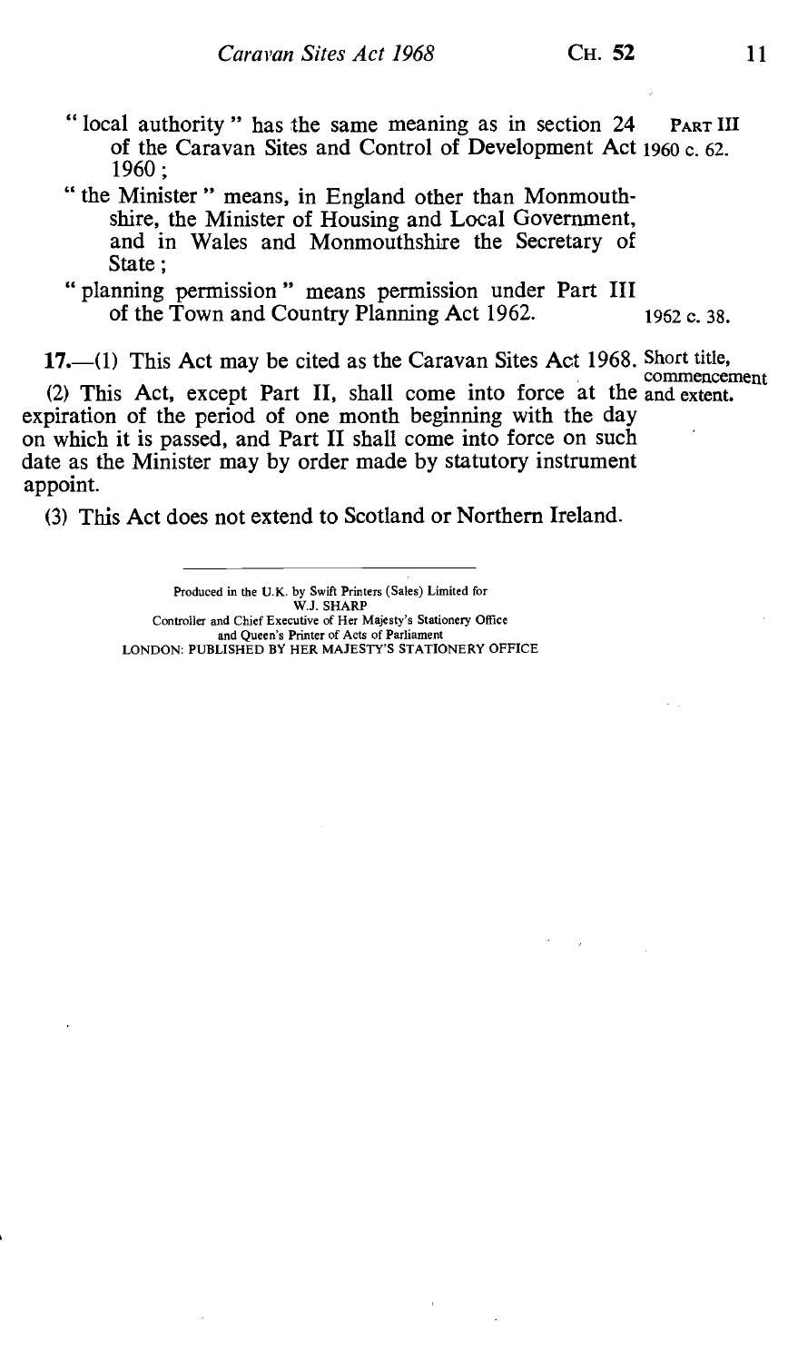"local authority" has the same meaning as in section 24 of the Caravan Sites and Control of Development Act 1960;

PART III

1960 c. 62.

"the Minister" means, in England other than Monmouthshire, the Minister of Housing and Local Government, and in Wales and Monmouthshire the Secretary of State;

"planning permission" means permission under Part III of the Town and Country Planning Act 1962.

1962 c. 38.

Short title, commencement and extent.

**17.**—(1) This Act may be cited as the Caravan Sites Act 1968.

(2) This Act, except Part II, shall come into force at the expiration of the period of one month beginning with the day on which it is passed, and Part II shall come into force on such date as the Minister may by order made by statutory instrument appoint.

(3) This Act does not extend to Scotland or Northern Ireland.

---

Produced in the U.K. by Swift Printers (Sales) Limited for
W.J. SHARP
Controller and Chief Executive of Her Majesty's Stationery Office
and Queen's Printer of Acts of Parliament
LONDON: PUBLISHED BY HER MAJESTY'S STATIONERY OFFICE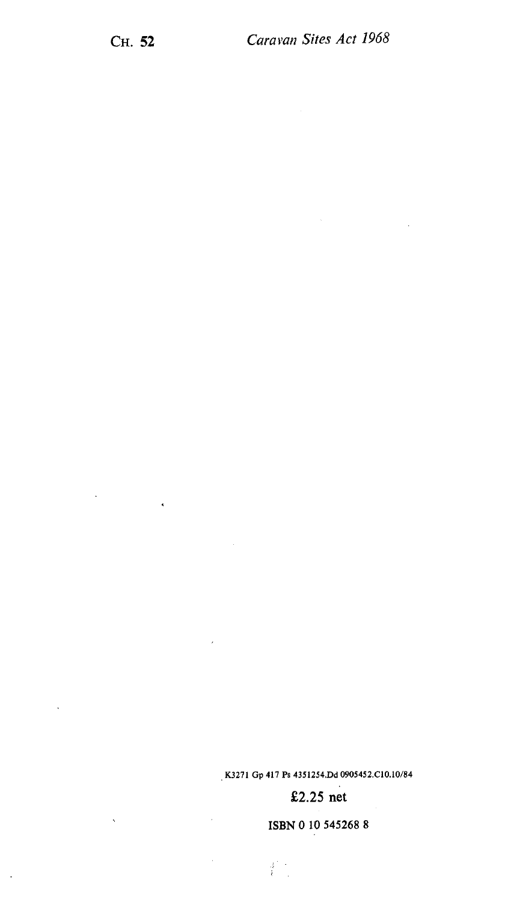K3271 Gp 417 Ps 4351254.Dd 0905452.C10.10/84

£2.25 net

ISBN 0 10 545268 8